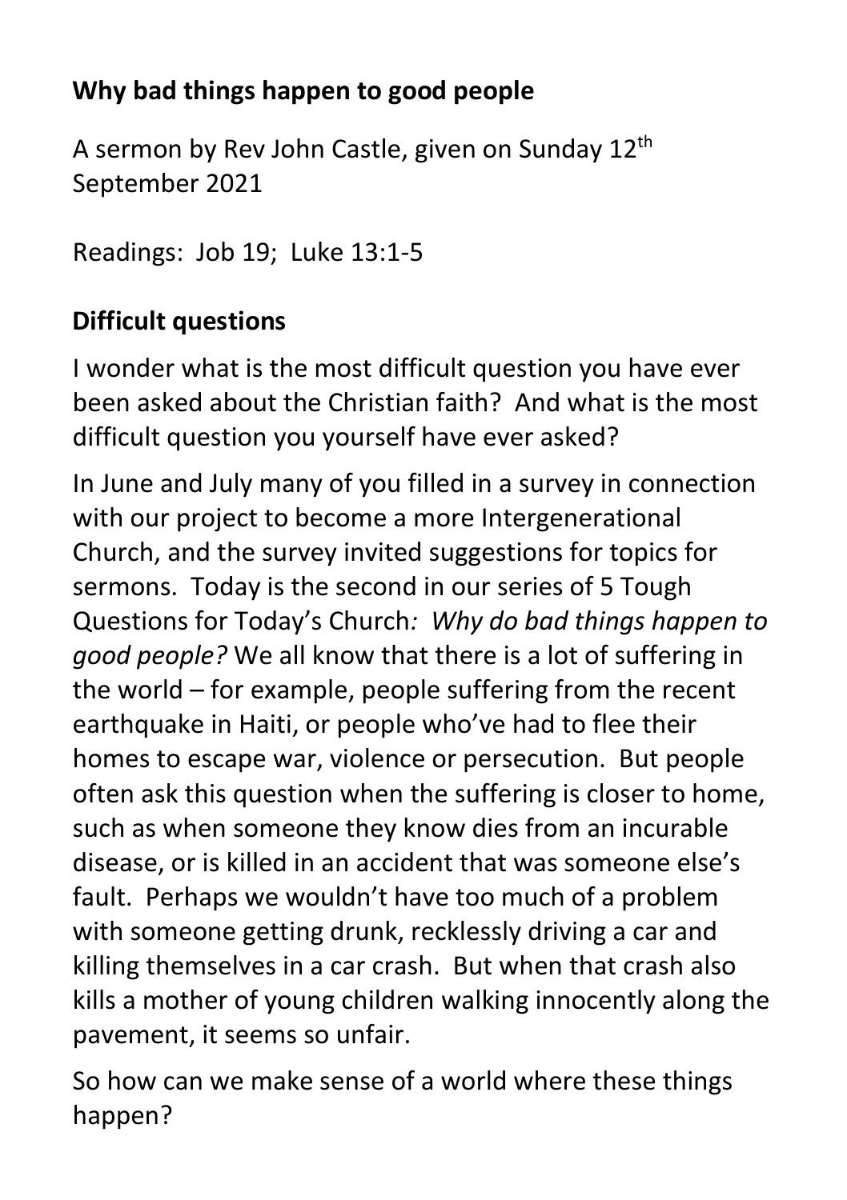## **Why bad things happen to good people**

A sermon by Rev John Castle, given on Sunday 12th September 2021

Readings: Job 19; Luke 13:1-5

### **Difficult questions**

I wonder what is the most difficult question you have ever been asked about the Christian faith? And what is the most difficult question you yourself have ever asked?

In June and July many of you filled in a survey in connection with our project to become a more Intergenerational Church, and the survey invited suggestions for topics for sermons. Today is the second in our series of 5 Tough Questions for Today's Church*: Why do bad things happen to good people?* We all know that there is a lot of suffering in the world – for example, people suffering from the recent earthquake in Haiti, or people who've had to flee their homes to escape war, violence or persecution. But people often ask this question when the suffering is closer to home, such as when someone they know dies from an incurable disease, or is killed in an accident that was someone else's fault. Perhaps we wouldn't have too much of a problem with someone getting drunk, recklessly driving a car and killing themselves in a car crash. But when that crash also kills a mother of young children walking innocently along the pavement, it seems so unfair.

So how can we make sense of a world where these things happen?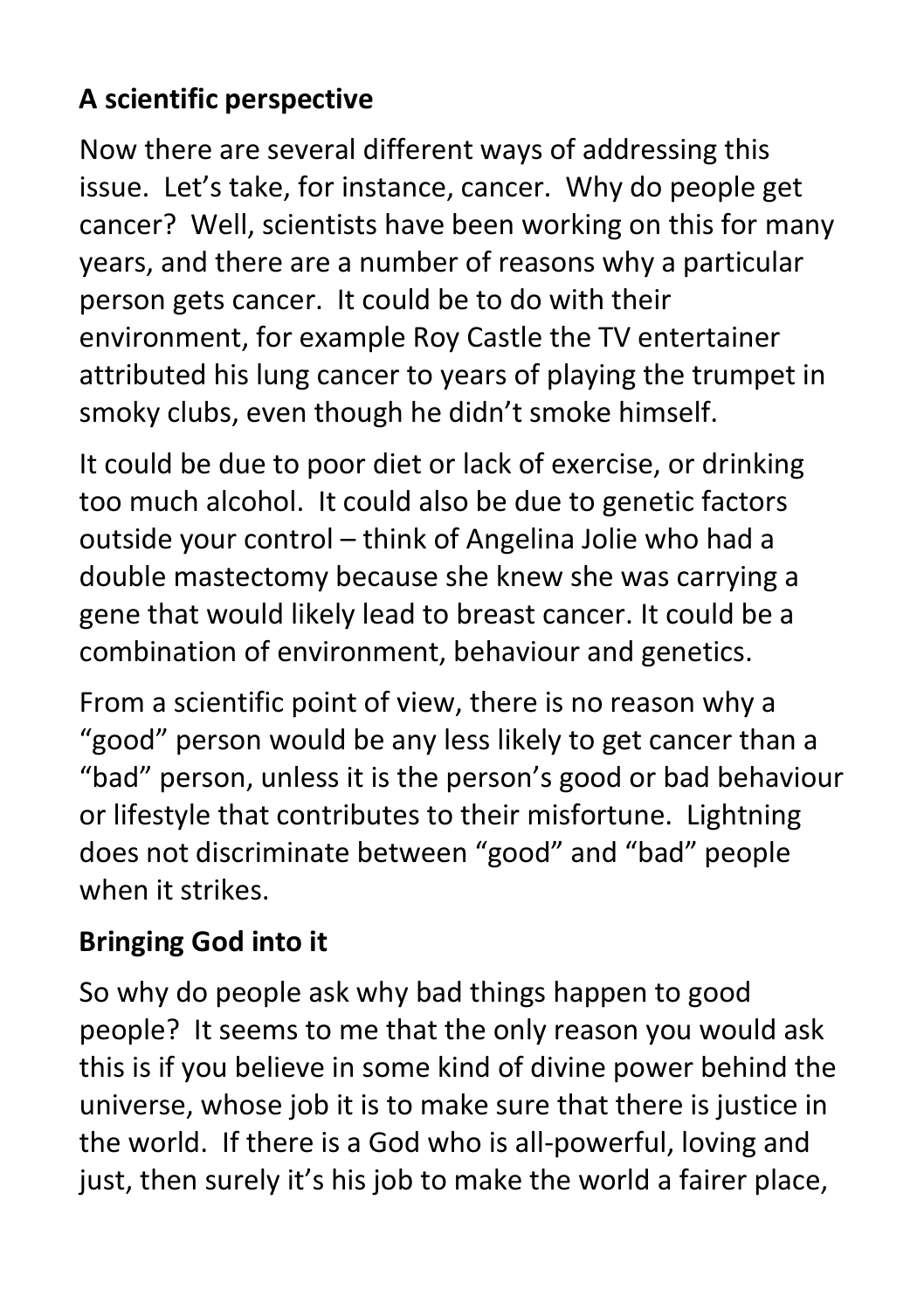## A scientific perspective

Now there are several different ways of addressing this issue. Let's take, for instance, cancer. Why do people get cancer? Well, scientists have been working on this for many years, and there are a number of reasons why a particular person gets cancer. It could be to do with their environment, for example Roy Castle the TV entertainer attributed his lung cancer to years of playing the trumpet in smoky clubs, even though he didn't smoke himself.

It could be due to poor diet or lack of exercise, or drinking too much alcohol. It could also be due to genetic factors outside your control – think of Angelina Jolie who had a double mastectomy because she knew she was carrying a gene that would likely lead to breast cancer. It could be a combination of environment, behaviour and genetics.

From a scientific point of view, there is no reason why a "good" person would be any less likely to get cancer than a "bad" person, unless it is the person's good or bad behaviour or lifestyle that contributes to their misfortune. Lightning does not discriminate between "good" and "bad" people when it strikes.

## Bringing God into it

So why do people ask why bad things happen to good people? It seems to me that the only reason you would ask this is if you believe in some kind of divine power behind the universe, whose job it is to make sure that there is justice in the world. If there is a God who is all-powerful, loving and just, then surely it's his job to make the world a fairer place,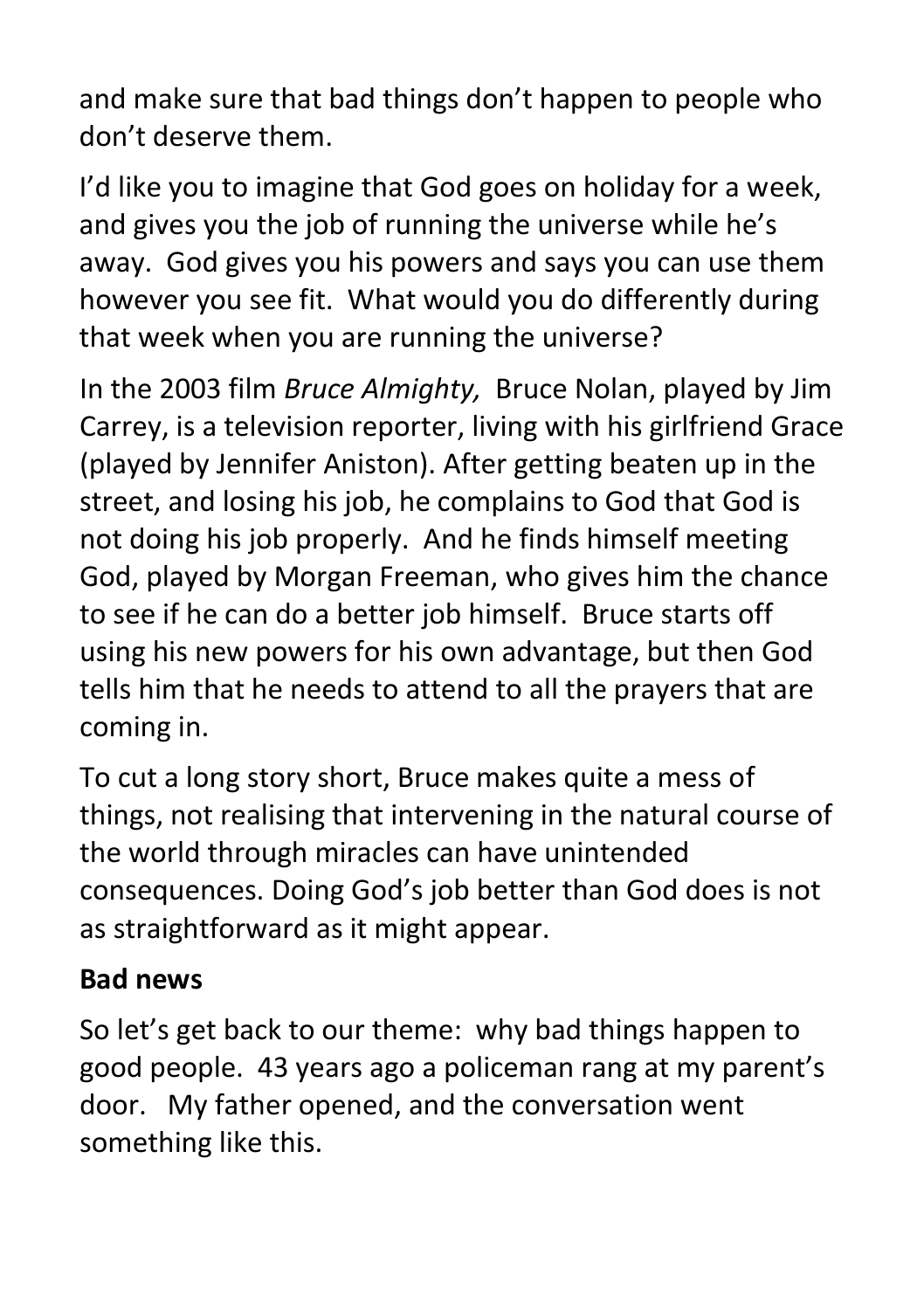and make sure that bad things don't happen to people who don't deserve them.

I'd like you to imagine that God goes on holiday for a week, and gives you the job of running the universe while he's away. God gives you his powers and says you can use them however you see fit. What would you do differently during that week when you are running the universe?

In the 2003 film *Bruce Almighty,* Bruce Nolan, played by Jim Carrey, is a television reporter, living with his girlfriend Grace (played by Jennifer Aniston). After getting beaten up in the street, and losing his job, he complains to God that God is not doing his job properly. And he finds himself meeting God, played by Morgan Freeman, who gives him the chance to see if he can do a better job himself. Bruce starts off using his new powers for his own advantage, but then God tells him that he needs to attend to all the prayers that are coming in.

To cut a long story short, Bruce makes quite a mess of things, not realising that intervening in the natural course of the world through miracles can have unintended consequences. Doing God's job better than God does is not as straightforward as it might appear.

**Bad news**

So let's get back to our theme: why bad things happen to good people. 43 years ago a policeman rang at my parent's door. My father opened, and the conversation went something like this.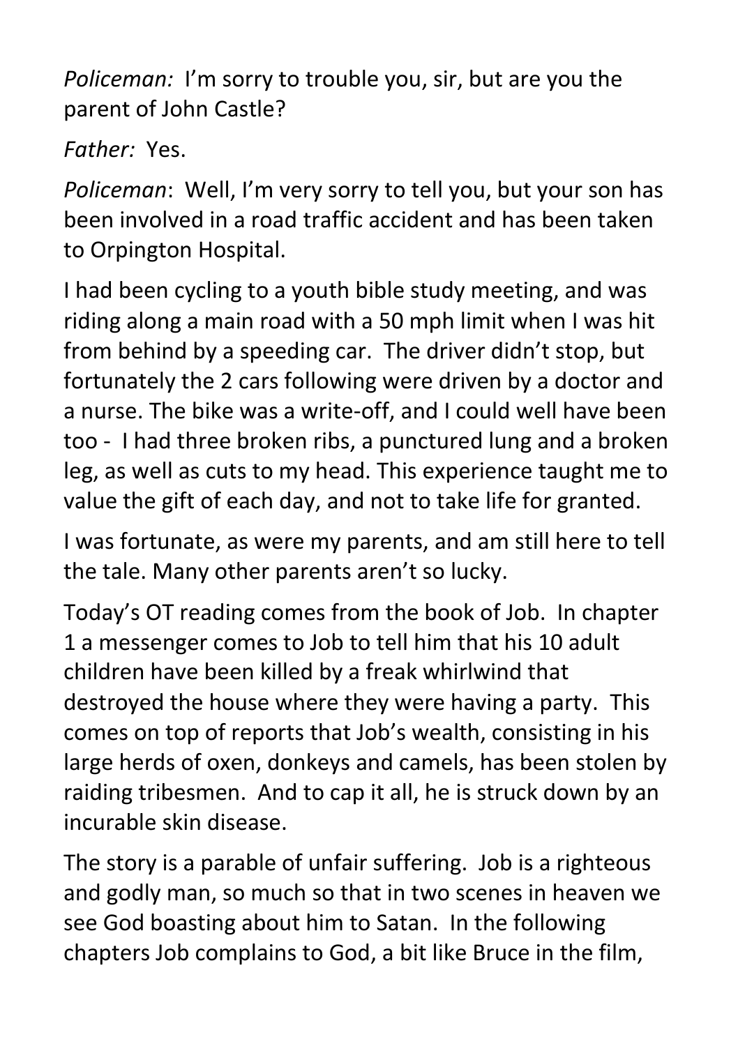*Policeman:* I'm sorry to trouble you, sir, but are you the parent of John Castle?

*Father:* Yes.

*Policeman*: Well, I'm very sorry to tell you, but your son has been involved in a road traffic accident and has been taken to Orpington Hospital.

I had been cycling to a youth bible study meeting, and was riding along a main road with a 50 mph limit when I was hit from behind by a speeding car. The driver didn't stop, but fortunately the 2 cars following were driven by a doctor and a nurse. The bike was a write-off, and I could well have been too - I had three broken ribs, a punctured lung and a broken leg, as well as cuts to my head. This experience taught me to value the gift of each day, and not to take life for granted.

I was fortunate, as were my parents, and am still here to tell the tale. Many other parents aren't so lucky.

Today's OT reading comes from the book of Job. In chapter 1 a messenger comes to Job to tell him that his 10 adult children have been killed by a freak whirlwind that destroyed the house where they were having a party. This comes on top of reports that Job's wealth, consisting in his large herds of oxen, donkeys and camels, has been stolen by raiding tribesmen. And to cap it all, he is struck down by an incurable skin disease.

The story is a parable of unfair suffering. Job is a righteous and godly man, so much so that in two scenes in heaven we see God boasting about him to Satan. In the following chapters Job complains to God, a bit like Bruce in the film,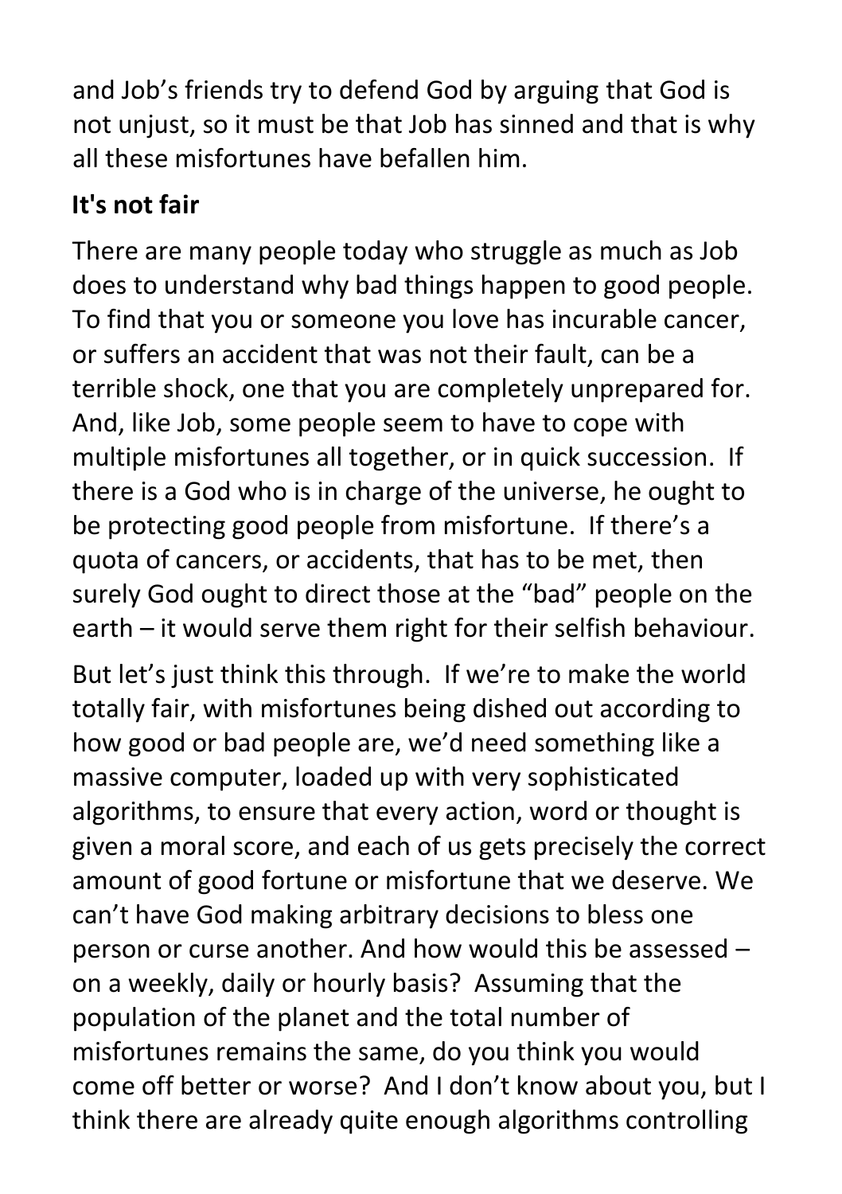and Job's friends try to defend God by arguing that God is not unjust, so it must be that Job has sinned and that is why all these misfortunes have befallen him.

## It's not fair

There are many people today who struggle as much as Job does to understand why bad things happen to good people. To find that you or someone you love has incurable cancer, or suffers an accident that was not their fault, can be a terrible shock, one that you are completely unprepared for. And, like Job, some people seem to have to cope with multiple misfortunes all together, or in quick succession. If there is a God who is in charge of the universe, he ought to be protecting good people from misfortune. If there's a quota of cancers, or accidents, that has to be met, then surely God ought to direct those at the "bad" people on the earth – it would serve them right for their selfish behaviour.

But let's just think this through. If we're to make the world totally fair, with misfortunes being dished out according to how good or bad people are, we'd need something like a massive computer, loaded up with very sophisticated algorithms, to ensure that every action, word or thought is given a moral score, and each of us gets precisely the correct amount of good fortune or misfortune that we deserve. We can't have God making arbitrary decisions to bless one person or curse another. And how would this be assessed – on a weekly, daily or hourly basis? Assuming that the population of the planet and the total number of misfortunes remains the same, do you think you would come off better or worse? And I don't know about you, but I think there are already quite enough algorithms controlling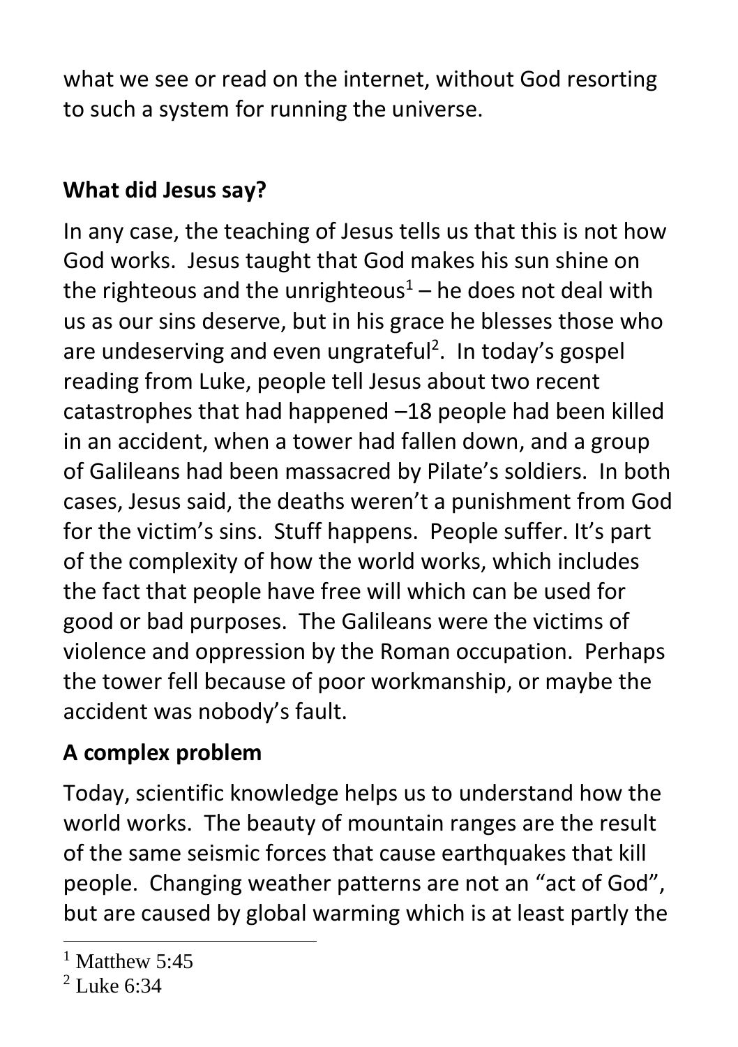what we see or read on the internet, without God resorting to such a system for running the universe.

## What did Jesus say?

In any case, the teaching of Jesus tells us that this is not how God works. Jesus taught that God makes his sun shine on the righteous and the unrighteous[1] – he does not deal with us as our sins deserve, but in his grace he blesses those who are undeserving and even ungrateful[2]. In today's gospel reading from Luke, people tell Jesus about two recent catastrophes that had happened –18 people had been killed in an accident, when a tower had fallen down, and a group of Galileans had been massacred by Pilate's soldiers. In both cases, Jesus said, the deaths weren't a punishment from God for the victim's sins. Stuff happens. People suffer. It's part of the complexity of how the world works, which includes the fact that people have free will which can be used for good or bad purposes. The Galileans were the victims of violence and oppression by the Roman occupation. Perhaps the tower fell because of poor workmanship, or maybe the accident was nobody's fault.

## A complex problem

Today, scientific knowledge helps us to understand how the world works. The beauty of mountain ranges are the result of the same seismic forces that cause earthquakes that kill people. Changing weather patterns are not an "act of God", but are caused by global warming which is at least partly the

---

[1] Matthew 5:45

[2] Luke 6:34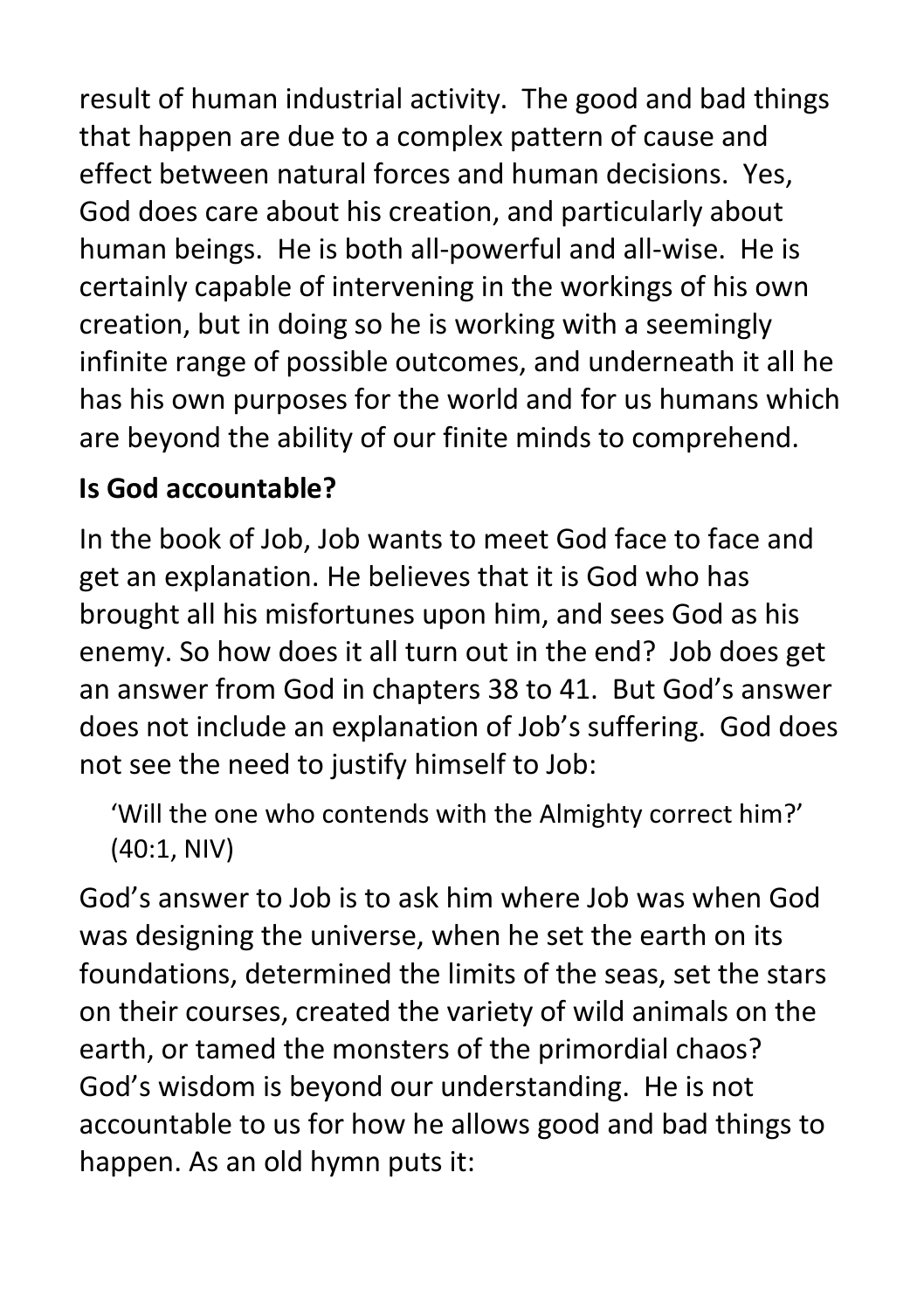result of human industrial activity. The good and bad things that happen are due to a complex pattern of cause and effect between natural forces and human decisions. Yes, God does care about his creation, and particularly about human beings. He is both all-powerful and all-wise. He is certainly capable of intervening in the workings of his own creation, but in doing so he is working with a seemingly infinite range of possible outcomes, and underneath it all he has his own purposes for the world and for us humans which are beyond the ability of our finite minds to comprehend.

## Is God accountable?

In the book of Job, Job wants to meet God face to face and get an explanation. He believes that it is God who has brought all his misfortunes upon him, and sees God as his enemy. So how does it all turn out in the end? Job does get an answer from God in chapters 38 to 41. But God's answer does not include an explanation of Job's suffering. God does not see the need to justify himself to Job:

> 'Will the one who contends with the Almighty correct him?' (40:1, NIV)

God's answer to Job is to ask him where Job was when God was designing the universe, when he set the earth on its foundations, determined the limits of the seas, set the stars on their courses, created the variety of wild animals on the earth, or tamed the monsters of the primordial chaos? God's wisdom is beyond our understanding. He is not accountable to us for how he allows good and bad things to happen. As an old hymn puts it: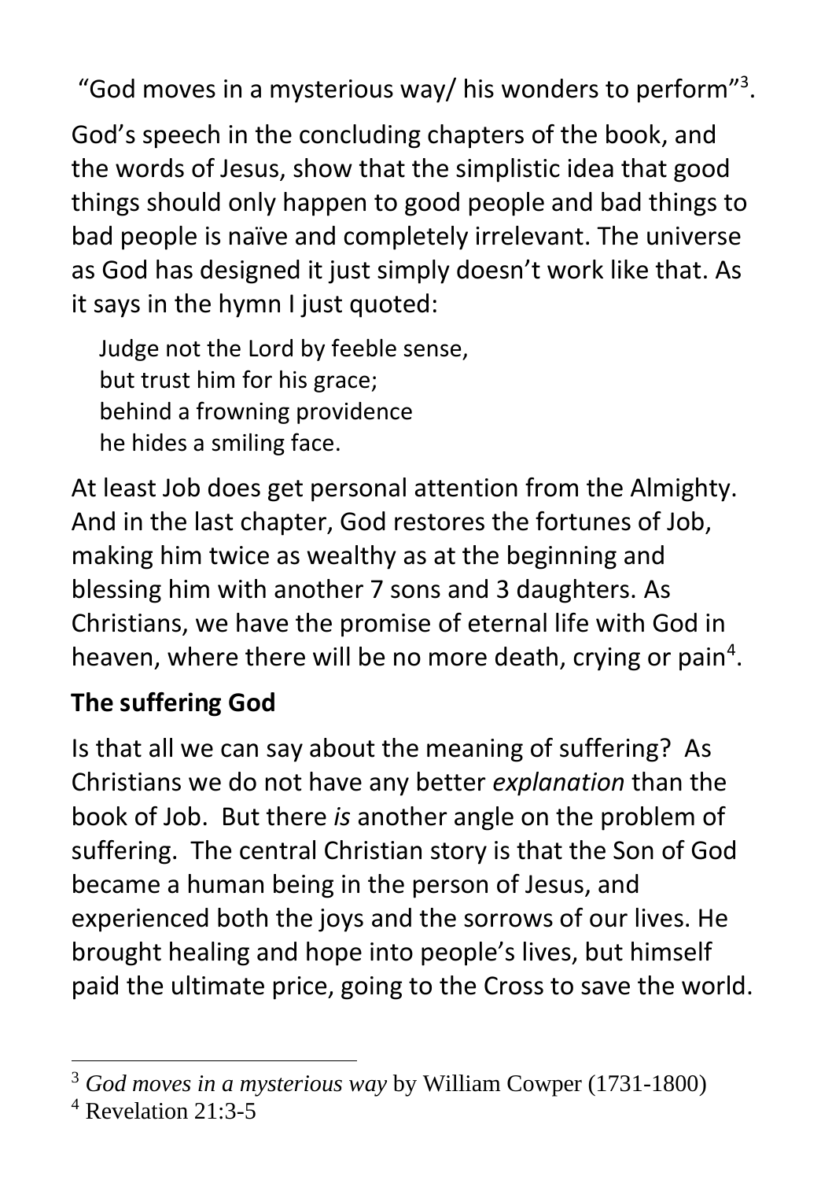"God moves in a mysterious way/ his wonders to perform"[3].

God's speech in the concluding chapters of the book, and the words of Jesus, show that the simplistic idea that good things should only happen to good people and bad things to bad people is naïve and completely irrelevant. The universe as God has designed it just simply doesn't work like that. As it says in the hymn I just quoted:

> Judge not the Lord by feeble sense,
> but trust him for his grace;
> behind a frowning providence
> he hides a smiling face.

At least Job does get personal attention from the Almighty. And in the last chapter, God restores the fortunes of Job, making him twice as wealthy as at the beginning and blessing him with another 7 sons and 3 daughters. As Christians, we have the promise of eternal life with God in heaven, where there will be no more death, crying or pain[4].

**The suffering God**

Is that all we can say about the meaning of suffering? As Christians we do not have any better *explanation* than the book of Job. But there *is* another angle on the problem of suffering. The central Christian story is that the Son of God became a human being in the person of Jesus, and experienced both the joys and the sorrows of our lives. He brought healing and hope into people's lives, but himself paid the ultimate price, going to the Cross to save the world.

---

[3] *God moves in a mysterious way* by William Cowper (1731-1800)

[4] Revelation 21:3-5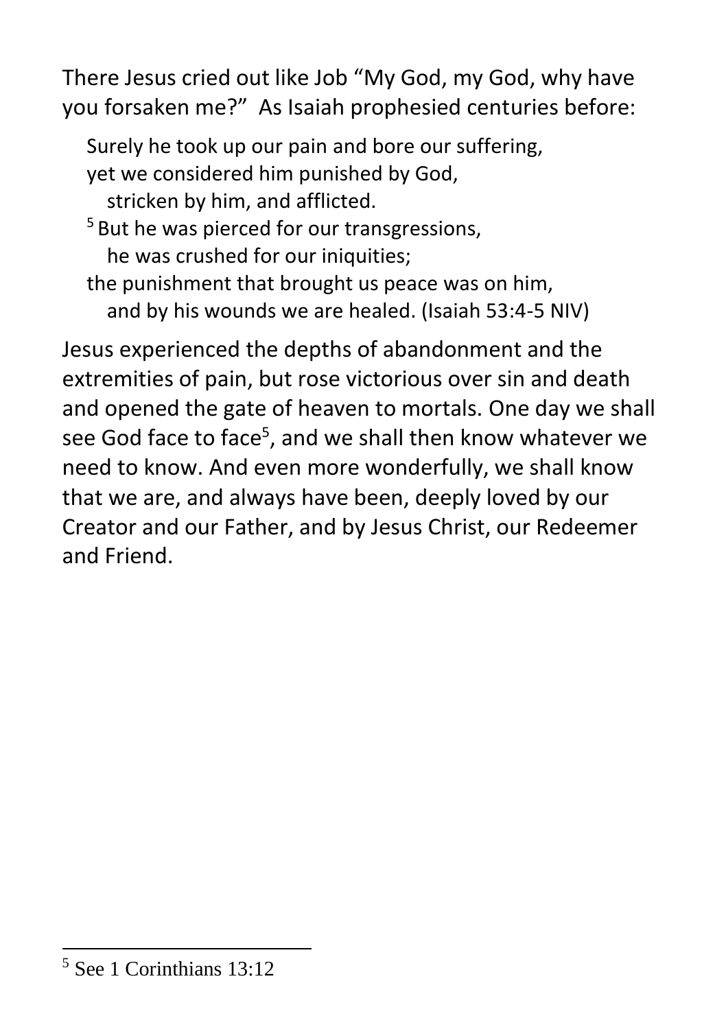There Jesus cried out like Job "My God, my God, why have you forsaken me?"  As Isaiah prophesied centuries before:

> Surely he took up our pain and bore our suffering,
> yet we considered him punished by God,
>   stricken by him, and afflicted.
> [5] But he was pierced for our transgressions,
>   he was crushed for our iniquities;
> the punishment that brought us peace was on him,
>   and by his wounds we are healed. (Isaiah 53:4-5 NIV)

Jesus experienced the depths of abandonment and the extremities of pain, but rose victorious over sin and death and opened the gate of heaven to mortals. One day we shall see God face to face[5], and we shall then know whatever we need to know. And even more wonderfully, we shall know that we are, and always have been, deeply loved by our Creator and our Father, and by Jesus Christ, our Redeemer and Friend.

---

[5] See 1 Corinthians 13:12